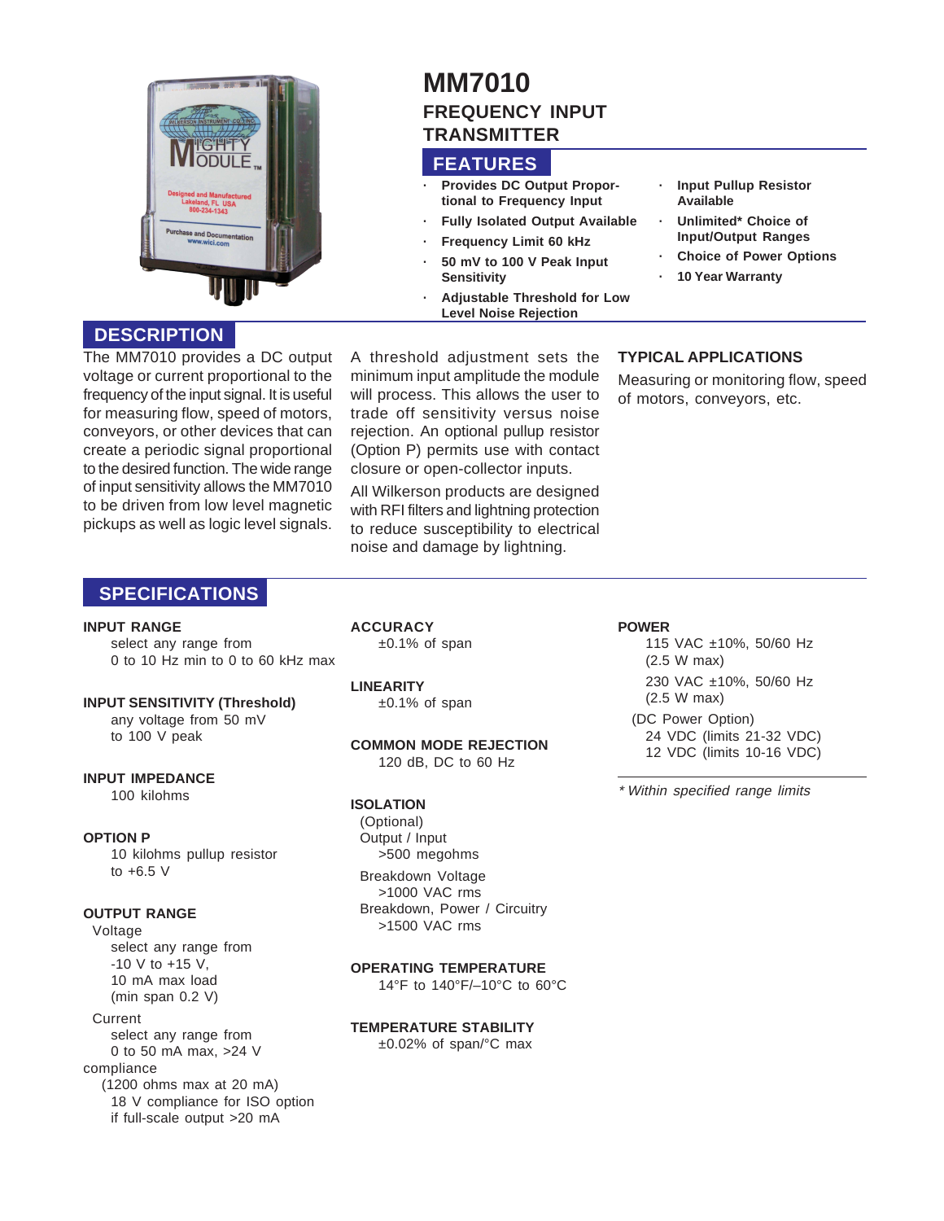# MM7010

## FREQUENCY INPUT TRANSMITTER

## FEATURES

- Provides DC Output Proportional to Frequency Input
- Fully Isolated Output Available
- Frequency Limit 60 kHz
- 50 mV to 100 V Peak Input Sensitivity
- Adjustable Threshold for Low Level Noise Rejection
- Input Pullup Resistor Available
- Unlimited* Choice of Input/Output Ranges
- Choice of Power Options
- 10 Year Warranty

## DESCRIPTION

The MM7010 provides a DC output voltage or current proportional to the frequency of the input signal. It is useful for measuring flow, speed of motors, conveyors, or other devices that can create a periodic signal proportional to the desired function. The wide range of input sensitivity allows the MM7010 to be driven from low level magnetic pickups as well as logic level signals.

A threshold adjustment sets the minimum input amplitude the module will process. This allows the user to trade off sensitivity versus noise rejection. An optional pullup resistor (Option P) permits use with contact closure or open-collector inputs.

All Wilkerson products are designed with RFI filters and lightning protection to reduce susceptibility to electrical noise and damage by lightning.

### TYPICAL APPLICATIONS

Measuring or monitoring flow, speed of motors, conveyors, etc.

## SPECIFICATIONS

**INPUT RANGE**
select any range from
0 to 10 Hz min to 0 to 60 kHz max

**INPUT SENSITIVITY (Threshold)**
any voltage from 50 mV
to 100 V peak

**INPUT IMPEDANCE**
100 kilohms

**OPTION P**
10 kilohms pullup resistor
to +6.5 V

**OUTPUT RANGE**

Voltage
select any range from
-10 V to +15 V,
10 mA max load
(min span 0.2 V)

Current
select any range from
0 to 50 mA max, >24 V compliance
(1200 ohms max at 20 mA)
18 V compliance for ISO option
if full-scale output >20 mA

**ACCURACY**
±0.1% of span

**LINEARITY**
±0.1% of span

**COMMON MODE REJECTION**
120 dB, DC to 60 Hz

**ISOLATION**
(Optional)
Output / Input
>500 megohms

Breakdown Voltage
>1000 VAC rms
Breakdown, Power / Circuitry
>1500 VAC rms

**OPERATING TEMPERATURE**
14°F to 140°F/–10°C to 60°C

**TEMPERATURE STABILITY**
±0.02% of span/°C max

**POWER**
115 VAC ±10%, 50/60 Hz
(2.5 W max)

230 VAC ±10%, 50/60 Hz
(2.5 W max)

(DC Power Option)
24 VDC (limits 21-32 VDC)
12 VDC (limits 10-16 VDC)

*\* Within specified range limits*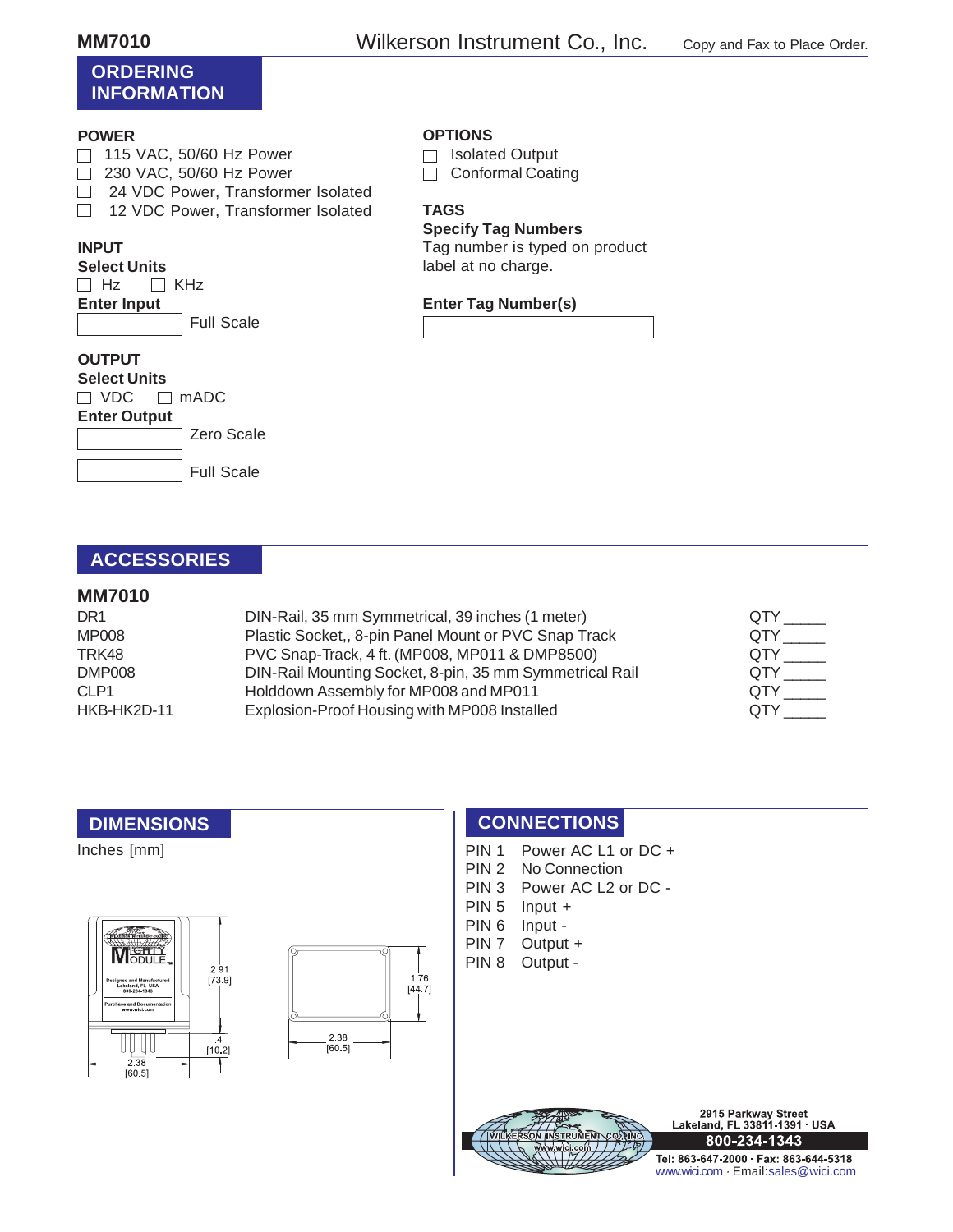Wilkerson Instrument Co., Inc. — Copy and Fax to Place Order.

## ORDERING INFORMATION

### POWER

- ☐ 115 VAC, 50/60 Hz Power
- ☐ 230 VAC, 50/60 Hz Power
- ☐ 24 VDC Power, Transformer Isolated
- ☐ 12 VDC Power, Transformer Isolated

### INPUT

**Select Units**

☐ Hz ☐ KHz

**Enter Input**

________ Full Scale

### OUTPUT

**Select Units**

☐ VDC ☐ mADC

**Enter Output**

________ Zero Scale

________ Full Scale

### OPTIONS

- ☐ Isolated Output
- ☐ Conformal Coating

### TAGS

**Specify Tag Numbers**

Tag number is typed on product label at no charge.

**Enter Tag Number(s)**

________

## ACCESSORIES

### MM7010

| | | |
|---|---|---|
| DR1 | DIN-Rail, 35 mm Symmetrical, 39 inches (1 meter) | QTY _____ |
| MP008 | Plastic Socket,, 8-pin Panel Mount or PVC Snap Track | QTY _____ |
| TRK48 | PVC Snap-Track, 4 ft. (MP008, MP011 & DMP8500) | QTY _____ |
| DMP008 | DIN-Rail Mounting Socket, 8-pin, 35 mm Symmetrical Rail | QTY _____ |
| CLP1 | Holddown Assembly for MP008 and MP011 | QTY _____ |
| HKB-HK2D-11 | Explosion-Proof Housing with MP008 Installed | QTY _____ |

## DIMENSIONS

Inches [mm]

MIGHTY MODULE

Designed and Manufactured
Lakeland, FL USA
800-234-1343

Purchase and Documentation
www.wici.com

2.91
[73.9]

.4
[10.2]

2.38
[60.5]

1.76
[44.7]

2.38
[60.5]

## CONNECTIONS

| | |
|---|---|
| PIN 1 | Power AC L1 or DC + |
| PIN 2 | No Connection |
| PIN 3 | Power AC L2 or DC - |
| PIN 5 | Input + |
| PIN 6 | Input - |
| PIN 7 | Output + |
| PIN 8 | Output - |

WILKERSON INSTRUMENT CO., INC.
www.wici.com

2915 Parkway Street
Lakeland, FL 33811-1391 · USA
**800-234-1343**
Tel: 863-647-2000 · Fax: 863-644-5318
www.wici.com · Email: sales@wici.com